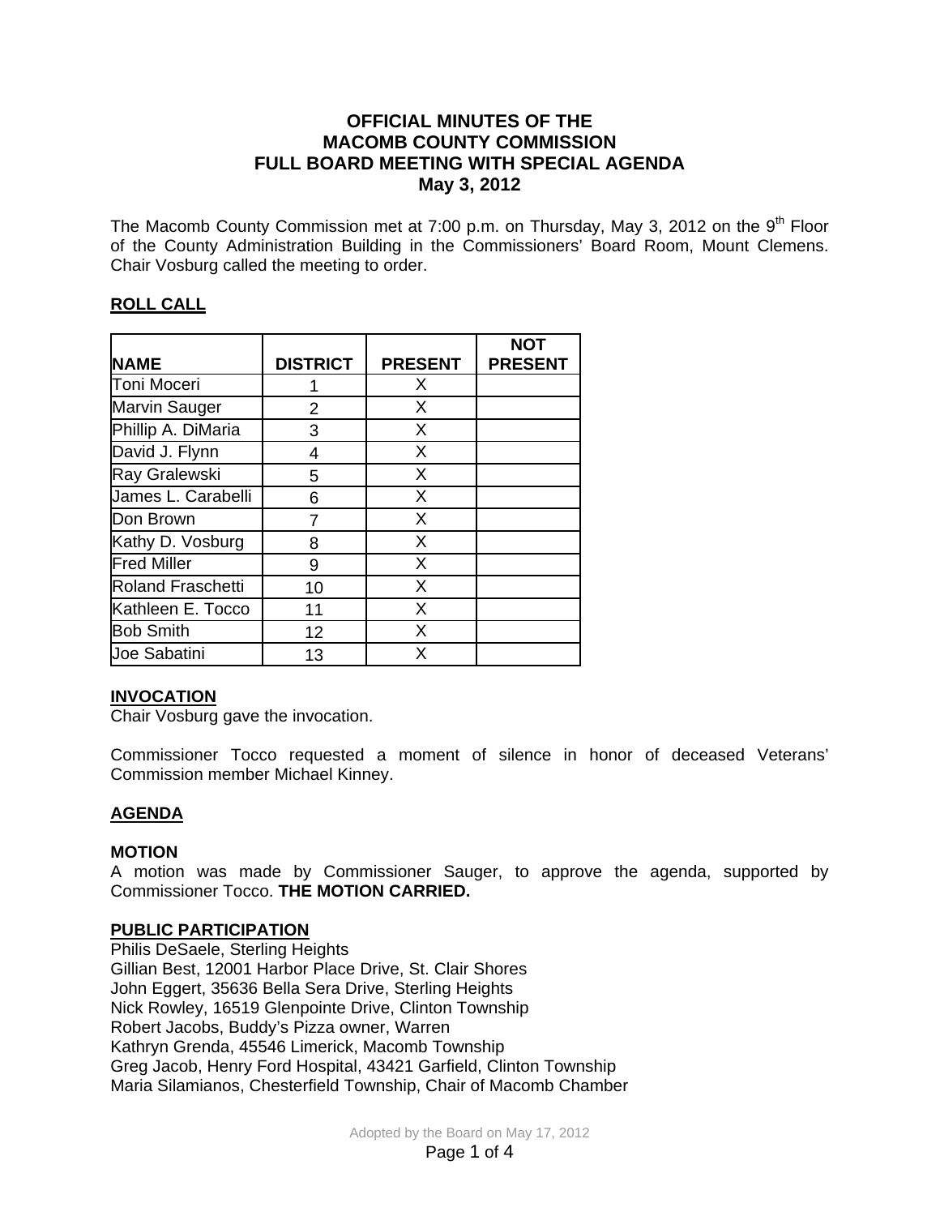# OFFICIAL MINUTES OF THE MACOMB COUNTY COMMISSION FULL BOARD MEETING WITH SPECIAL AGENDA May 3, 2012

The Macomb County Commission met at 7:00 p.m. on Thursday, May 3, 2012 on the 9th Floor of the County Administration Building in the Commissioners' Board Room, Mount Clemens. Chair Vosburg called the meeting to order.

## ROLL CALL

| NAME | DISTRICT | PRESENT | NOT PRESENT |
|---|---|---|---|
| Toni Moceri | 1 | X | |
| Marvin Sauger | 2 | X | |
| Phillip A. DiMaria | 3 | X | |
| David J. Flynn | 4 | X | |
| Ray Gralewski | 5 | X | |
| James L. Carabelli | 6 | X | |
| Don Brown | 7 | X | |
| Kathy D. Vosburg | 8 | X | |
| Fred Miller | 9 | X | |
| Roland Fraschetti | 10 | X | |
| Kathleen E. Tocco | 11 | X | |
| Bob Smith | 12 | X | |
| Joe Sabatini | 13 | X | |

## INVOCATION

Chair Vosburg gave the invocation.

Commissioner Tocco requested a moment of silence in honor of deceased Veterans' Commission member Michael Kinney.

## AGENDA

**MOTION**

A motion was made by Commissioner Sauger, to approve the agenda, supported by Commissioner Tocco. **THE MOTION CARRIED.**

## PUBLIC PARTICIPATION

Philis DeSaele, Sterling Heights
Gillian Best, 12001 Harbor Place Drive, St. Clair Shores
John Eggert, 35636 Bella Sera Drive, Sterling Heights
Nick Rowley, 16519 Glenpointe Drive, Clinton Township
Robert Jacobs, Buddy's Pizza owner, Warren
Kathryn Grenda, 45546 Limerick, Macomb Township
Greg Jacob, Henry Ford Hospital, 43421 Garfield, Clinton Township
Maria Silamianos, Chesterfield Township, Chair of Macomb Chamber

Adopted by the Board on May 17, 2012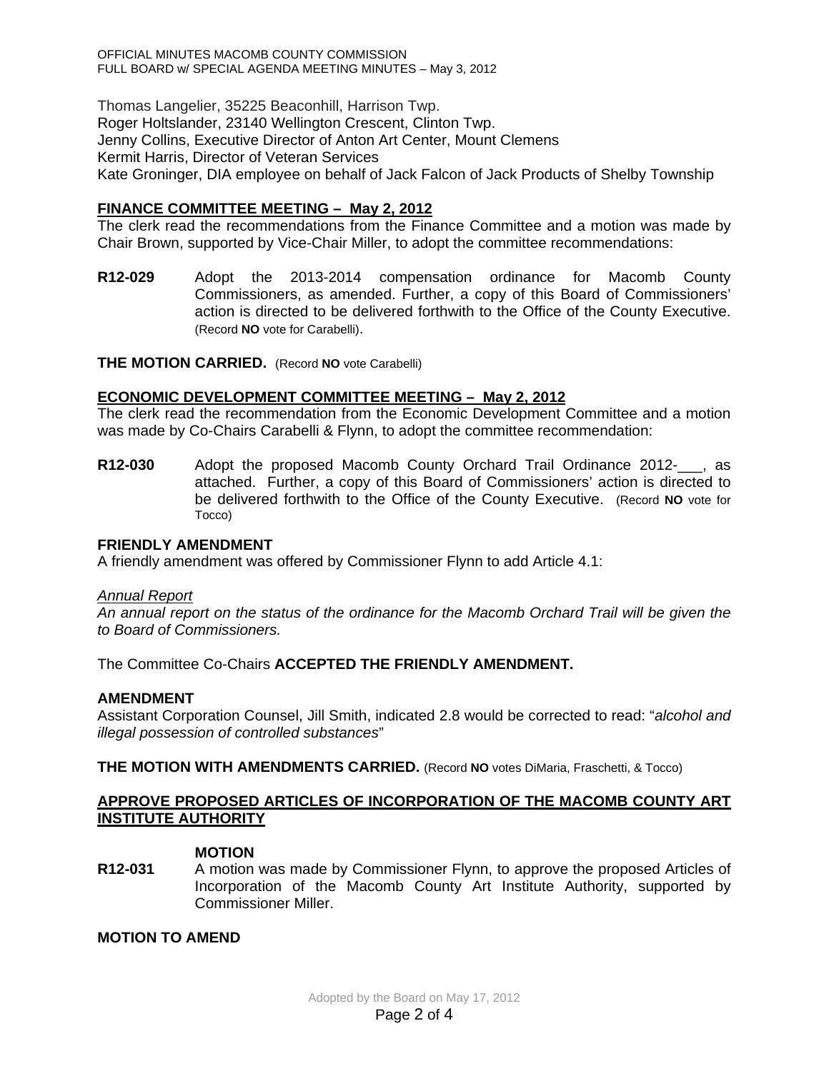Thomas Langelier, 35225 Beaconhill, Harrison Twp.
Roger Holtslander, 23140 Wellington Crescent, Clinton Twp.
Jenny Collins, Executive Director of Anton Art Center, Mount Clemens
Kermit Harris, Director of Veteran Services
Kate Groninger, DIA employee on behalf of Jack Falcon of Jack Products of Shelby Township

## FINANCE COMMITTEE MEETING – May 2, 2012

The clerk read the recommendations from the Finance Committee and a motion was made by Chair Brown, supported by Vice-Chair Miller, to adopt the committee recommendations:

**R12-029** Adopt the 2013-2014 compensation ordinance for Macomb County Commissioners, as amended. Further, a copy of this Board of Commissioners' action is directed to be delivered forthwith to the Office of the County Executive. (Record **NO** vote for Carabelli).

**THE MOTION CARRIED.** (Record **NO** vote Carabelli)

## ECONOMIC DEVELOPMENT COMMITTEE MEETING – May 2, 2012

The clerk read the recommendation from the Economic Development Committee and a motion was made by Co-Chairs Carabelli & Flynn, to adopt the committee recommendation:

**R12-030** Adopt the proposed Macomb County Orchard Trail Ordinance 2012-___, as attached. Further, a copy of this Board of Commissioners' action is directed to be delivered forthwith to the Office of the County Executive. (Record **NO** vote for Tocco)

**FRIENDLY AMENDMENT**

A friendly amendment was offered by Commissioner Flynn to add Article 4.1:

*Annual Report*

*An annual report on the status of the ordinance for the Macomb Orchard Trail will be given the to Board of Commissioners.*

The Committee Co-Chairs **ACCEPTED THE FRIENDLY AMENDMENT.**

**AMENDMENT**

Assistant Corporation Counsel, Jill Smith, indicated 2.8 would be corrected to read: "*alcohol and illegal possession of controlled substances*"

**THE MOTION WITH AMENDMENTS CARRIED.** (Record **NO** votes DiMaria, Fraschetti, & Tocco)

## APPROVE PROPOSED ARTICLES OF INCORPORATION OF THE MACOMB COUNTY ART INSTITUTE AUTHORITY

**MOTION**

**R12-031** A motion was made by Commissioner Flynn, to approve the proposed Articles of Incorporation of the Macomb County Art Institute Authority, supported by Commissioner Miller.

**MOTION TO AMEND**

Adopted by the Board on May 17, 2012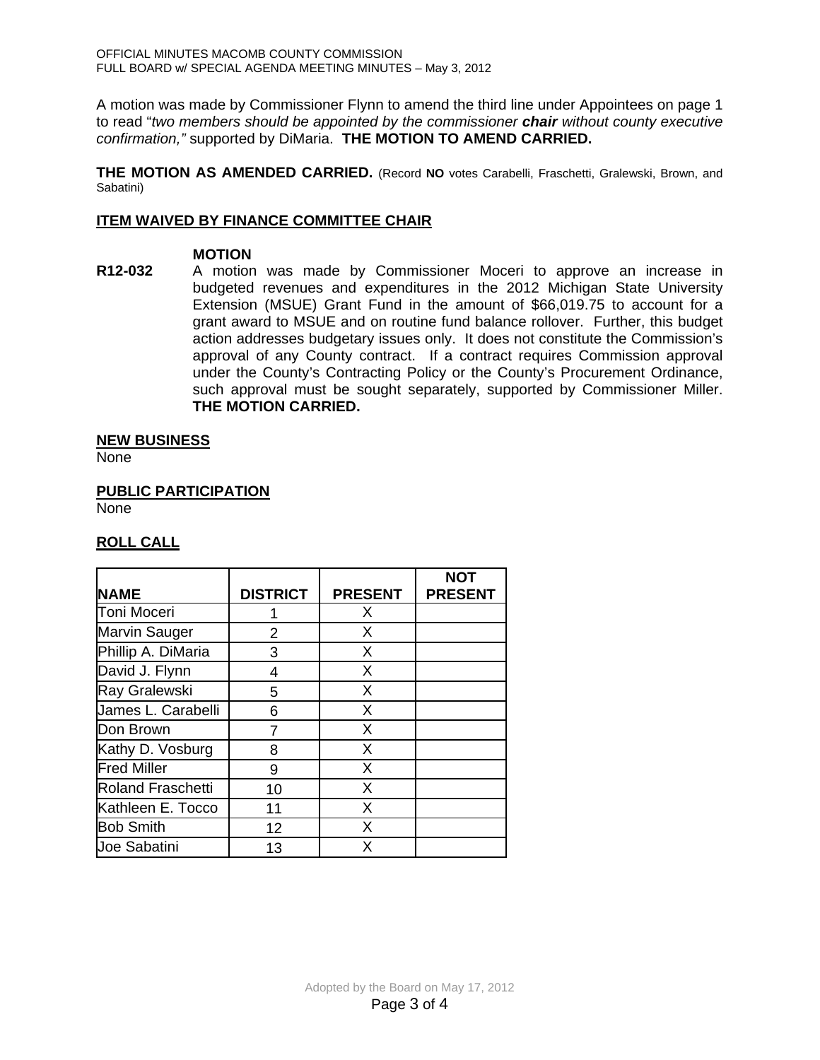A motion was made by Commissioner Flynn to amend the third line under Appointees on page 1 to read "*two members should be appointed by the commissioner **chair** without county executive confirmation,"* supported by DiMaria. **THE MOTION TO AMEND CARRIED.**

**THE MOTION AS AMENDED CARRIED.** (Record **NO** votes Carabelli, Fraschetti, Gralewski, Brown, and Sabatini)

**ITEM WAIVED BY FINANCE COMMITTEE CHAIR**

**MOTION**

**R12-032** A motion was made by Commissioner Moceri to approve an increase in budgeted revenues and expenditures in the 2012 Michigan State University Extension (MSUE) Grant Fund in the amount of $66,019.75 to account for a grant award to MSUE and on routine fund balance rollover. Further, this budget action addresses budgetary issues only. It does not constitute the Commission's approval of any County contract. If a contract requires Commission approval under the County's Contracting Policy or the County's Procurement Ordinance, such approval must be sought separately, supported by Commissioner Miller. **THE MOTION CARRIED.**

**NEW BUSINESS**

None

**PUBLIC PARTICIPATION**

None

**ROLL CALL**

| NAME | DISTRICT | PRESENT | NOT PRESENT |
|---|---|---|---|
| Toni Moceri | 1 | X | |
| Marvin Sauger | 2 | X | |
| Phillip A. DiMaria | 3 | X | |
| David J. Flynn | 4 | X | |
| Ray Gralewski | 5 | X | |
| James L. Carabelli | 6 | X | |
| Don Brown | 7 | X | |
| Kathy D. Vosburg | 8 | X | |
| Fred Miller | 9 | X | |
| Roland Fraschetti | 10 | X | |
| Kathleen E. Tocco | 11 | X | |
| Bob Smith | 12 | X | |
| Joe Sabatini | 13 | X | |

Adopted by the Board on May 17, 2012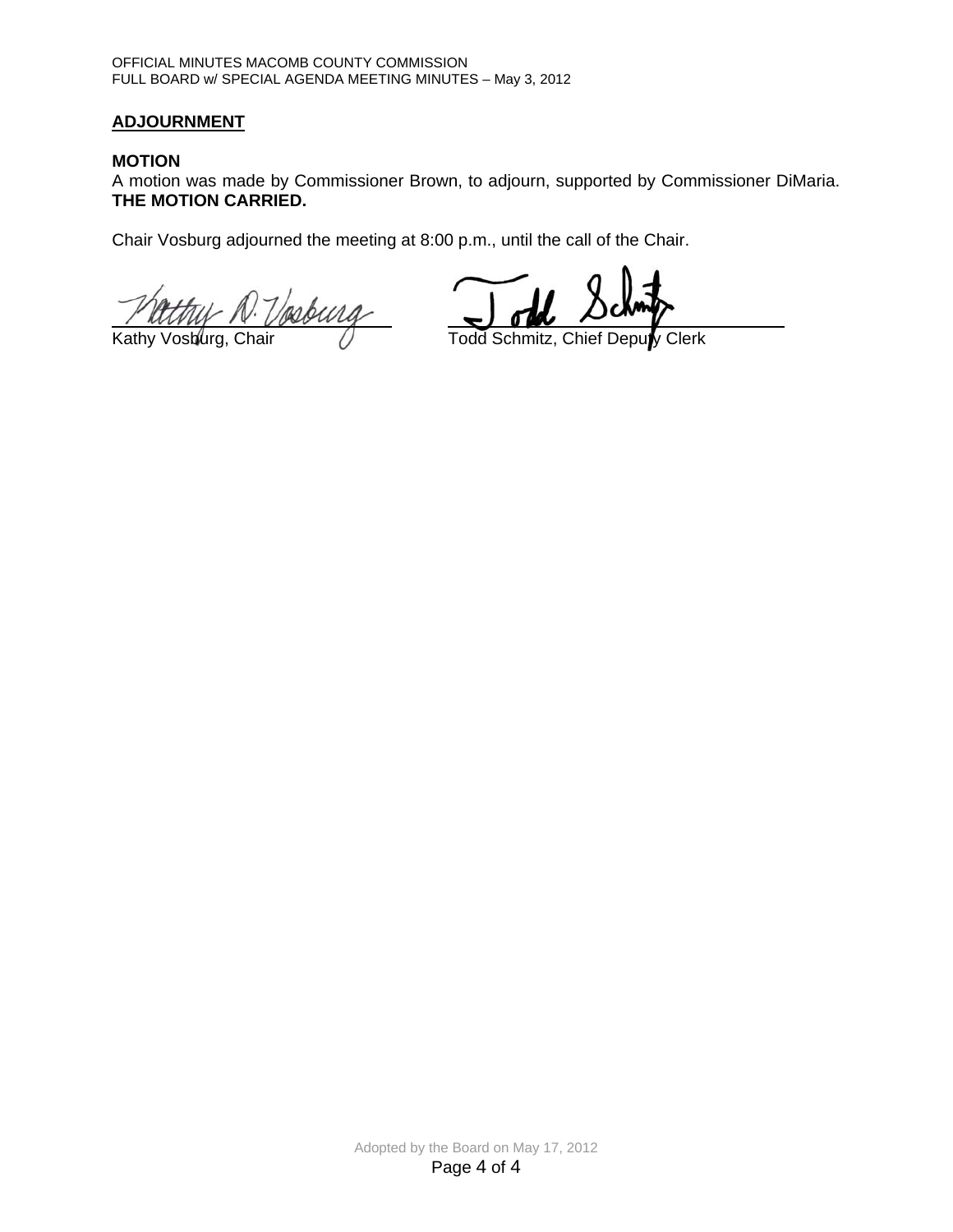## ADJOURNMENT

**MOTION**

A motion was made by Commissioner Brown, to adjourn, supported by Commissioner DiMaria. **THE MOTION CARRIED.**

Chair Vosburg adjourned the meeting at 8:00 p.m., until the call of the Chair.

Kathy Vosburg, Chair

Todd Schmitz, Chief Deputy Clerk

Adopted by the Board on May 17, 2012